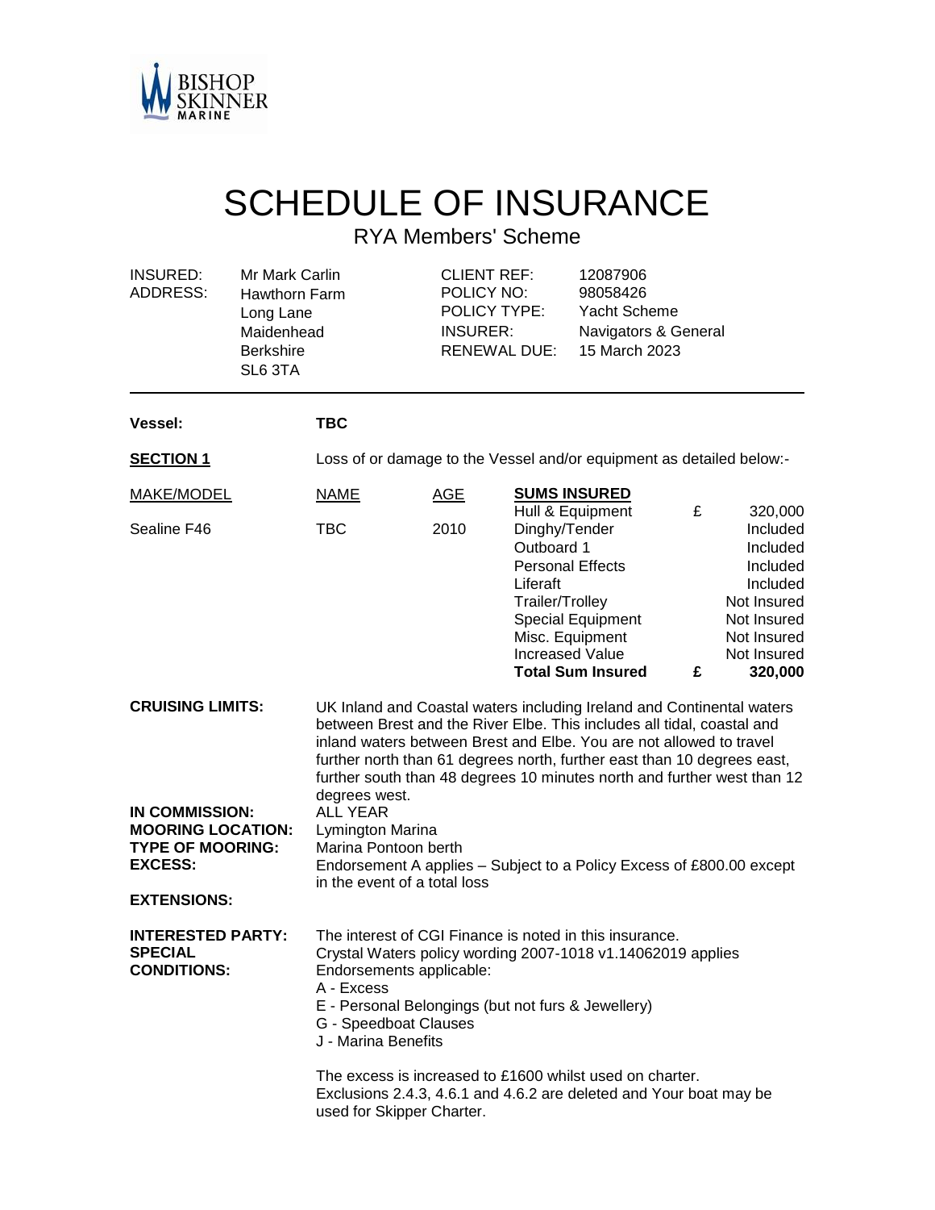BISHOP SKINNER MARINE

# SCHEDULE OF INSURANCE

## RYA Members' Scheme

| | | | |
|---|---|---|---|
| INSURED: | Mr Mark Carlin | CLIENT REF: | 12087906 |
| ADDRESS: | Hawthorn Farm<br>Long Lane<br>Maidenhead<br>Berkshire<br>SL6 3TA | POLICY NO: | 98058426 |
| | | POLICY TYPE: | Yacht Scheme |
| | | INSURER: | Navigators & General |
| | | RENEWAL DUE: | 15 March 2023 |

---

**Vessel:** **TBC**

**SECTION 1** Loss of or damage to the Vessel and/or equipment as detailed below:-

| MAKE/MODEL | NAME | AGE | SUMS INSURED | | |
|---|---|---|---|---|---|
| | | | Hull & Equipment | £ | 320,000 |
| Sealine F46 | TBC | 2010 | Dinghy/Tender | | Included |
| | | | Outboard 1 | | Included |
| | | | Personal Effects | | Included |
| | | | Liferaft | | Included |
| | | | Trailer/Trolley | | Not Insured |
| | | | Special Equipment | | Not Insured |
| | | | Misc. Equipment | | Not Insured |
| | | | Increased Value | | Not Insured |
| | | | **Total Sum Insured** | **£** | **320,000** |

**CRUISING LIMITS:** UK Inland and Coastal waters including Ireland and Continental waters between Brest and the River Elbe. This includes all tidal, coastal and inland waters between Brest and Elbe. You are not allowed to travel further north than 61 degrees north, further east than 10 degrees east, further south than 48 degrees 10 minutes north and further west than 12 degrees west.

**IN COMMISSION:** ALL YEAR

**MOORING LOCATION:** Lymington Marina

**TYPE OF MOORING:** Marina Pontoon berth

**EXCESS:** Endorsement A applies – Subject to a Policy Excess of £800.00 except in the event of a total loss

**EXTENSIONS:**

**INTERESTED PARTY:** The interest of CGI Finance is noted in this insurance.

**SPECIAL CONDITIONS:** Crystal Waters policy wording 2007-1018 v1.14062019 applies

Endorsements applicable:

A - Excess
E - Personal Belongings (but not furs & Jewellery)
G - Speedboat Clauses
J - Marina Benefits

The excess is increased to £1600 whilst used on charter.
Exclusions 2.4.3, 4.6.1 and 4.6.2 are deleted and Your boat may be used for Skipper Charter.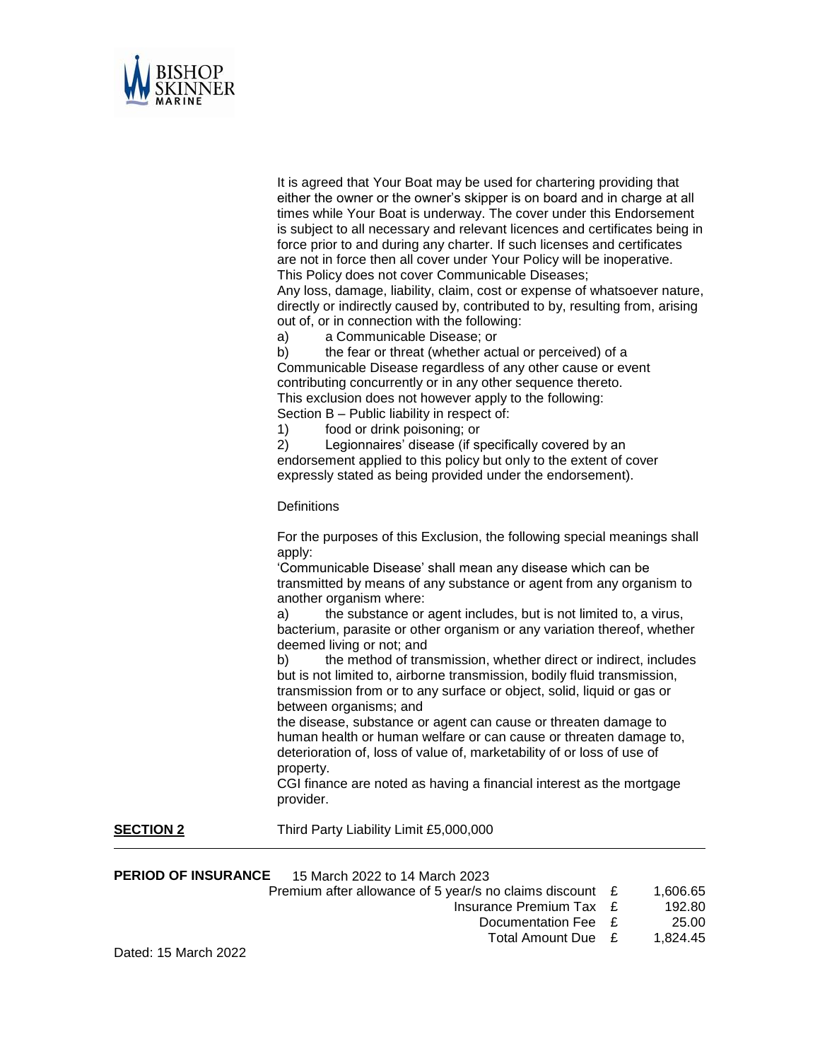It is agreed that Your Boat may be used for chartering providing that either the owner or the owner's skipper is on board and in charge at all times while Your Boat is underway. The cover under this Endorsement is subject to all necessary and relevant licences and certificates being in force prior to and during any charter. If such licenses and certificates are not in force then all cover under Your Policy will be inoperative.
This Policy does not cover Communicable Diseases;
Any loss, damage, liability, claim, cost or expense of whatsoever nature, directly or indirectly caused by, contributed to by, resulting from, arising out of, or in connection with the following:

a) a Communicable Disease; or

b) the fear or threat (whether actual or perceived) of a Communicable Disease regardless of any other cause or event contributing concurrently or in any other sequence thereto.

This exclusion does not however apply to the following:
Section B – Public liability in respect of:

1) food or drink poisoning; or

2) Legionnaires' disease (if specifically covered by an endorsement applied to this policy but only to the extent of cover expressly stated as being provided under the endorsement).

Definitions

For the purposes of this Exclusion, the following special meanings shall apply:
'Communicable Disease' shall mean any disease which can be transmitted by means of any substance or agent from any organism to another organism where:

a) the substance or agent includes, but is not limited to, a virus, bacterium, parasite or other organism or any variation thereof, whether deemed living or not; and

b) the method of transmission, whether direct or indirect, includes but is not limited to, airborne transmission, bodily fluid transmission, transmission from or to any surface or object, solid, liquid or gas or between organisms; and

the disease, substance or agent can cause or threaten damage to human health or human welfare or can cause or threaten damage to, deterioration of, loss of value of, marketability of or loss of use of property.
CGI finance are noted as having a financial interest as the mortgage provider.

**SECTION 2** Third Party Liability Limit £5,000,000

---

**PERIOD OF INSURANCE** 15 March 2022 to 14 March 2023

| | | |
|---|---|---|
| Premium after allowance of 5 year/s no claims discount | £ | 1,606.65 |
| Insurance Premium Tax | £ | 192.80 |
| Documentation Fee | £ | 25.00 |
| Total Amount Due | £ | 1,824.45 |

Dated: 15 March 2022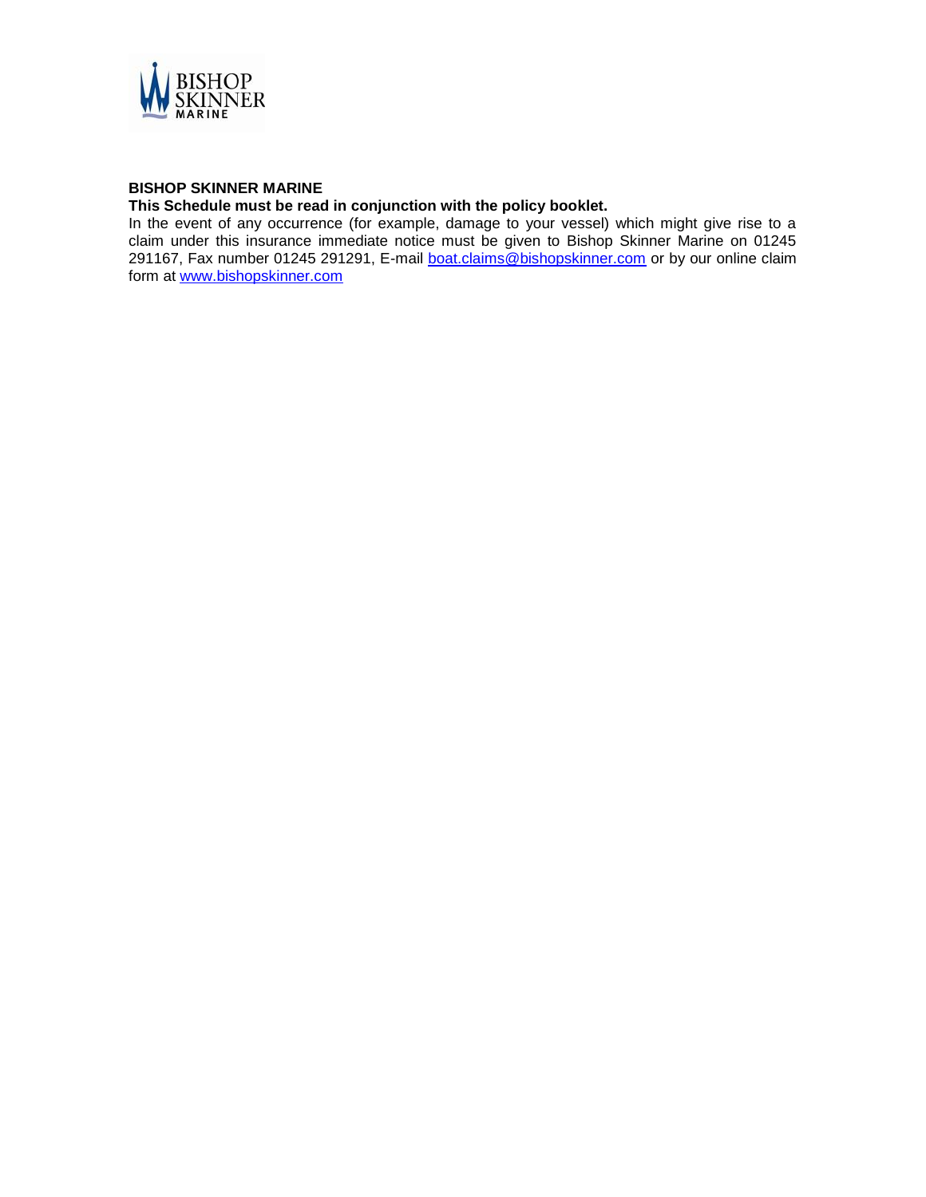**BISHOP SKINNER MARINE**

**This Schedule must be read in conjunction with the policy booklet.**

In the event of any occurrence (for example, damage to your vessel) which might give rise to a claim under this insurance immediate notice must be given to Bishop Skinner Marine on 01245 291167, Fax number 01245 291291, E-mail boat.claims@bishopskinner.com or by our online claim form at www.bishopskinner.com